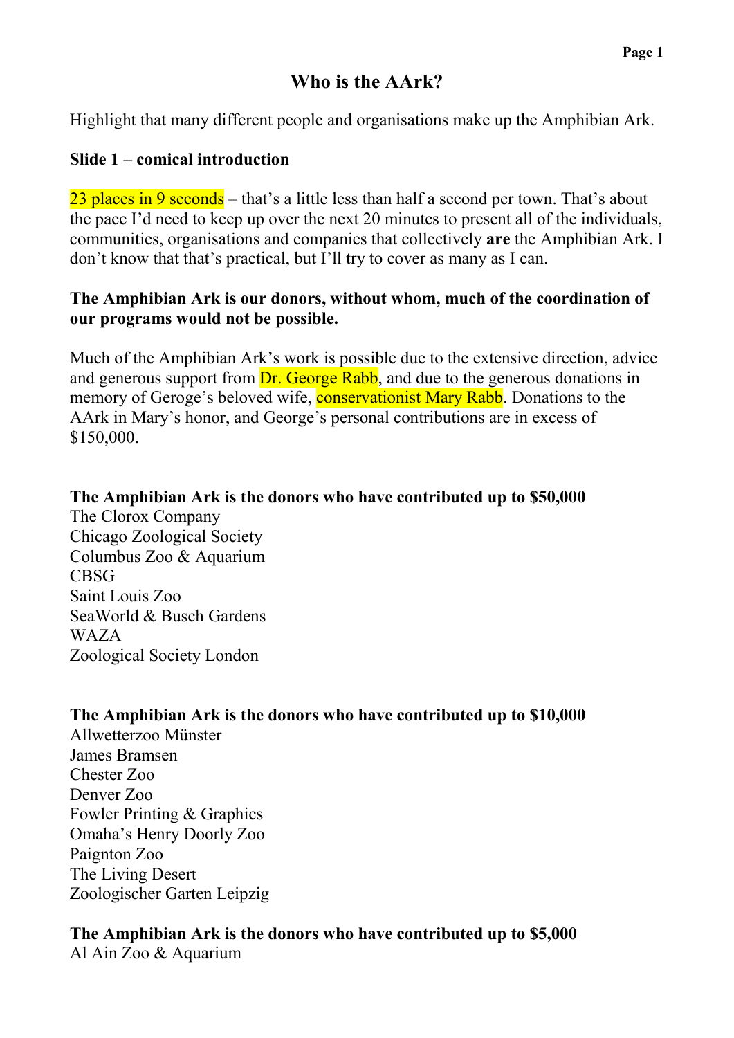# Who is the AArk?

Highlight that many different people and organisations make up the Amphibian Ark.

**Slide 1 – comical introduction**

23 places in 9 seconds – that's a little less than half a second per town. That's about the pace I'd need to keep up over the next 20 minutes to present all of the individuals, communities, organisations and companies that collectively **are** the Amphibian Ark. I don't know that that's practical, but I'll try to cover as many as I can.

**The Amphibian Ark is our donors, without whom, much of the coordination of our programs would not be possible.**

Much of the Amphibian Ark's work is possible due to the extensive direction, advice and generous support from Dr. George Rabb, and due to the generous donations in memory of Geroge's beloved wife, conservationist Mary Rabb. Donations to the AArk in Mary's honor, and George's personal contributions are in excess of $150,000.

**The Amphibian Ark is the donors who have contributed up to $50,000**

The Clorox Company
Chicago Zoological Society
Columbus Zoo & Aquarium
CBSG
Saint Louis Zoo
SeaWorld & Busch Gardens
WAZA
Zoological Society London

**The Amphibian Ark is the donors who have contributed up to $10,000**

Allwetterzoo Münster
James Bramsen
Chester Zoo
Denver Zoo
Fowler Printing & Graphics
Omaha's Henry Doorly Zoo
Paignton Zoo
The Living Desert
Zoologischer Garten Leipzig

**The Amphibian Ark is the donors who have contributed up to $5,000**

Al Ain Zoo & Aquarium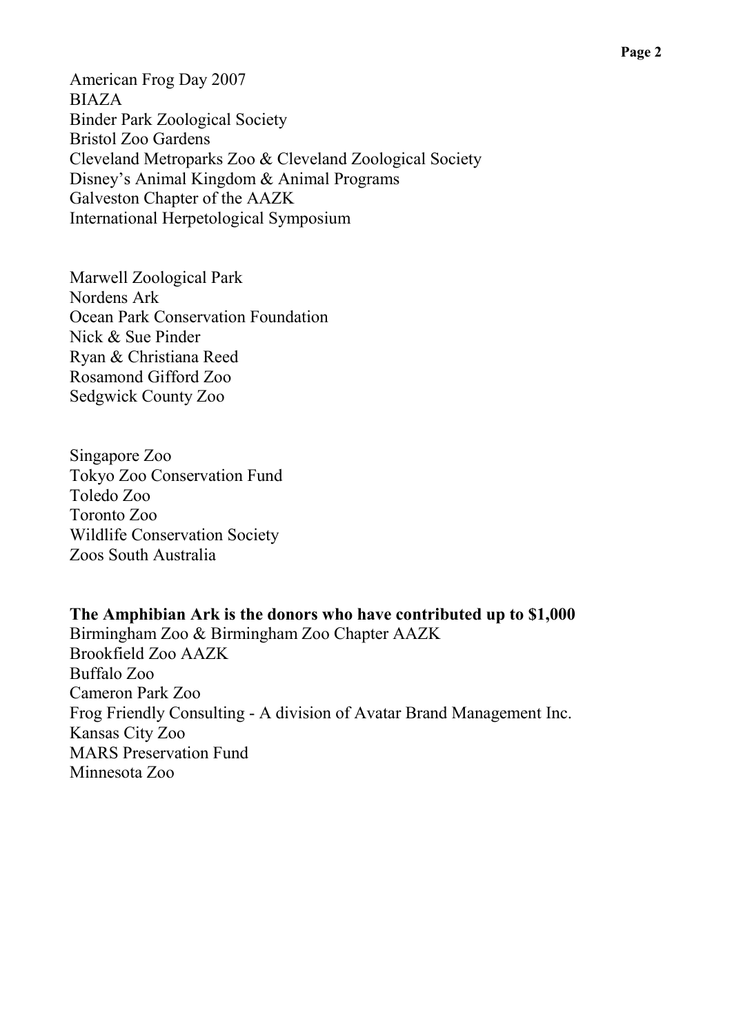American Frog Day 2007
BIAZA
Binder Park Zoological Society
Bristol Zoo Gardens
Cleveland Metroparks Zoo & Cleveland Zoological Society
Disney's Animal Kingdom & Animal Programs
Galveston Chapter of the AAZK
International Herpetological Symposium

Marwell Zoological Park
Nordens Ark
Ocean Park Conservation Foundation
Nick & Sue Pinder
Ryan & Christiana Reed
Rosamond Gifford Zoo
Sedgwick County Zoo

Singapore Zoo
Tokyo Zoo Conservation Fund
Toledo Zoo
Toronto Zoo
Wildlife Conservation Society
Zoos South Australia

**The Amphibian Ark is the donors who have contributed up to $1,000**

Birmingham Zoo & Birmingham Zoo Chapter AAZK
Brookfield Zoo AAZK
Buffalo Zoo
Cameron Park Zoo
Frog Friendly Consulting - A division of Avatar Brand Management Inc.
Kansas City Zoo
MARS Preservation Fund
Minnesota Zoo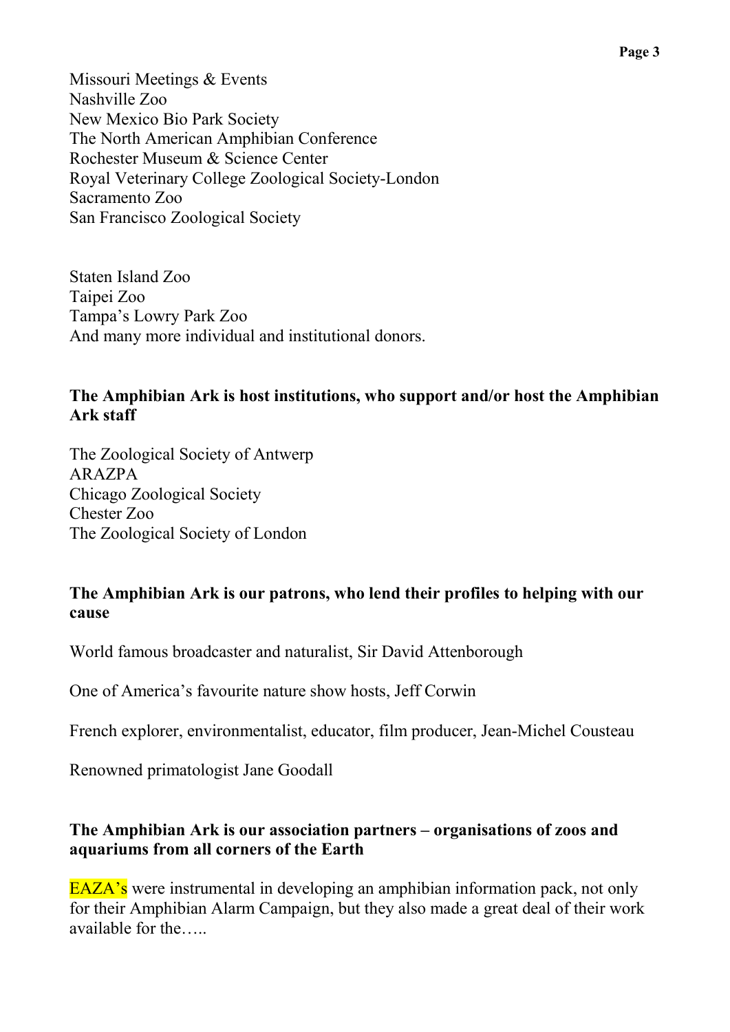Missouri Meetings & Events
Nashville Zoo
New Mexico Bio Park Society
The North American Amphibian Conference
Rochester Museum & Science Center
Royal Veterinary College Zoological Society-London
Sacramento Zoo
San Francisco Zoological Society

Staten Island Zoo
Taipei Zoo
Tampa's Lowry Park Zoo
And many more individual and institutional donors.

**The Amphibian Ark is host institutions, who support and/or host the Amphibian Ark staff**

The Zoological Society of Antwerp
ARAZPA
Chicago Zoological Society
Chester Zoo
The Zoological Society of London

**The Amphibian Ark is our patrons, who lend their profiles to helping with our cause**

World famous broadcaster and naturalist, Sir David Attenborough

One of America's favourite nature show hosts, Jeff Corwin

French explorer, environmentalist, educator, film producer, Jean-Michel Cousteau

Renowned primatologist Jane Goodall

**The Amphibian Ark is our association partners – organisations of zoos and aquariums from all corners of the Earth**

EAZA's were instrumental in developing an amphibian information pack, not only for their Amphibian Alarm Campaign, but they also made a great deal of their work available for the…..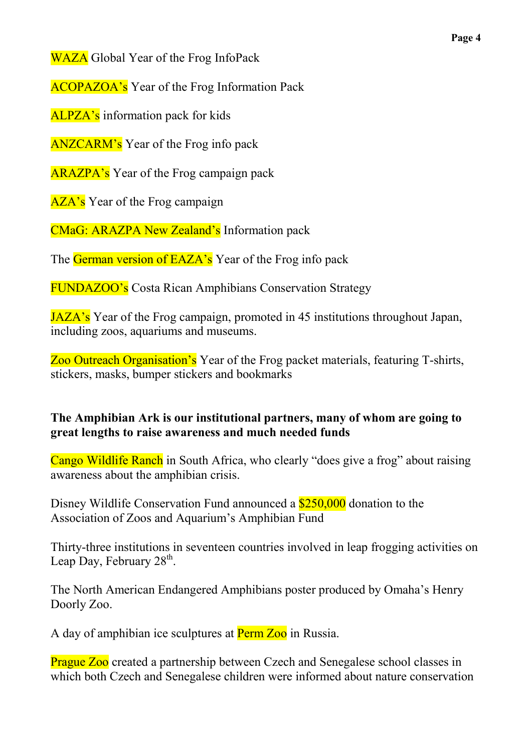WAZA Global Year of the Frog InfoPack

ACOPAZOA's Year of the Frog Information Pack

ALPZA's information pack for kids

ANZCARM's Year of the Frog info pack

ARAZPA's Year of the Frog campaign pack

AZA's Year of the Frog campaign

CMaG: ARAZPA New Zealand's Information pack

The German version of EAZA's Year of the Frog info pack

FUNDAZOO's Costa Rican Amphibians Conservation Strategy

JAZA's Year of the Frog campaign, promoted in 45 institutions throughout Japan, including zoos, aquariums and museums.

Zoo Outreach Organisation's Year of the Frog packet materials, featuring T-shirts, stickers, masks, bumper stickers and bookmarks

**The Amphibian Ark is our institutional partners, many of whom are going to great lengths to raise awareness and much needed funds**

Cango Wildlife Ranch in South Africa, who clearly "does give a frog" about raising awareness about the amphibian crisis.

Disney Wildlife Conservation Fund announced a $250,000 donation to the Association of Zoos and Aquarium's Amphibian Fund

Thirty-three institutions in seventeen countries involved in leap frogging activities on Leap Day, February 28th.

The North American Endangered Amphibians poster produced by Omaha's Henry Doorly Zoo.

A day of amphibian ice sculptures at Perm Zoo in Russia.

Prague Zoo created a partnership between Czech and Senegalese school classes in which both Czech and Senegalese children were informed about nature conservation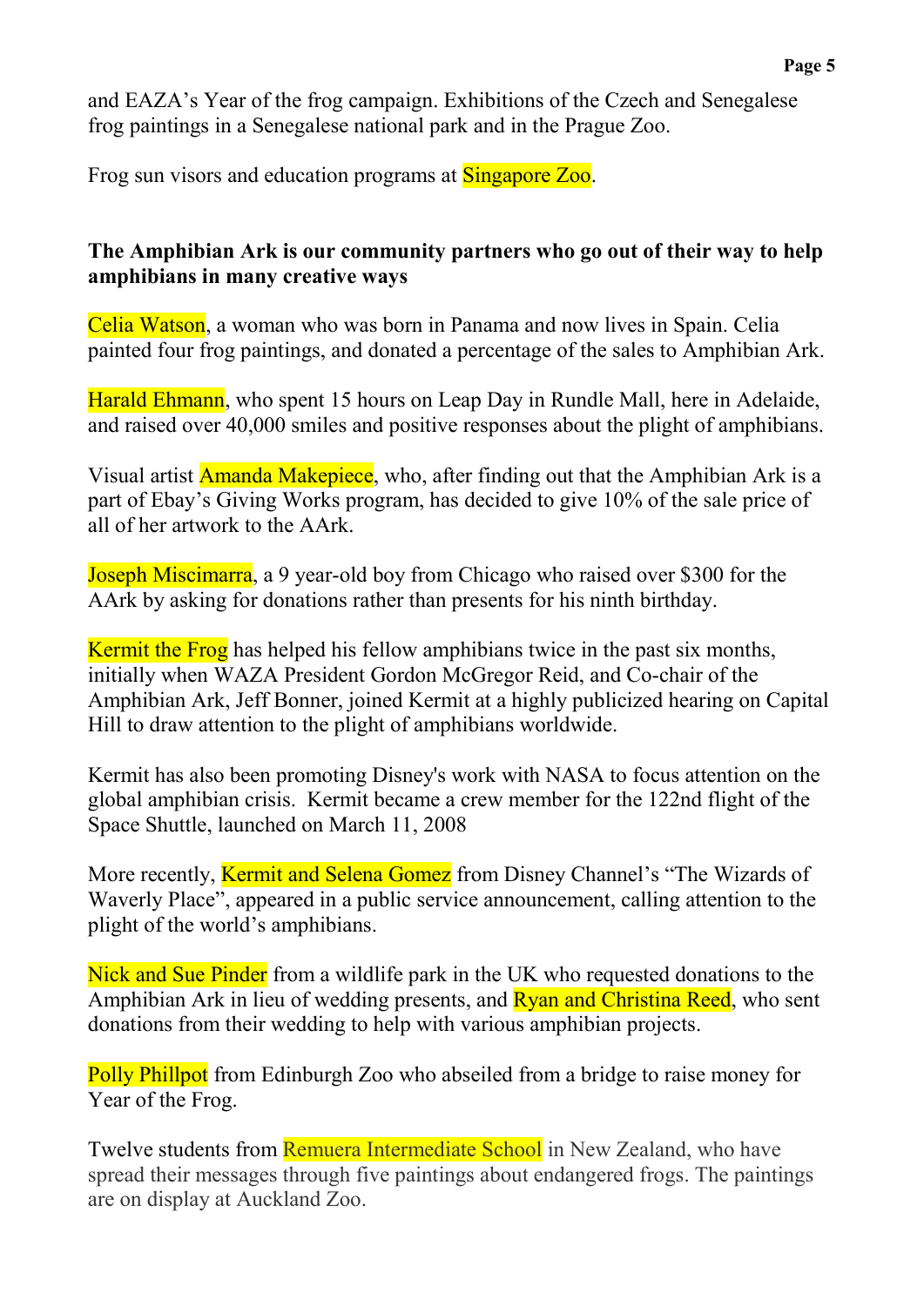and EAZA's Year of the frog campaign. Exhibitions of the Czech and Senegalese frog paintings in a Senegalese national park and in the Prague Zoo.

Frog sun visors and education programs at Singapore Zoo.

**The Amphibian Ark is our community partners who go out of their way to help amphibians in many creative ways**

Celia Watson, a woman who was born in Panama and now lives in Spain. Celia painted four frog paintings, and donated a percentage of the sales to Amphibian Ark.

Harald Ehmann, who spent 15 hours on Leap Day in Rundle Mall, here in Adelaide, and raised over 40,000 smiles and positive responses about the plight of amphibians.

Visual artist Amanda Makepiece, who, after finding out that the Amphibian Ark is a part of Ebay's Giving Works program, has decided to give 10% of the sale price of all of her artwork to the AArk.

Joseph Miscimarra, a 9 year-old boy from Chicago who raised over $300 for the AArk by asking for donations rather than presents for his ninth birthday.

Kermit the Frog has helped his fellow amphibians twice in the past six months, initially when WAZA President Gordon McGregor Reid, and Co-chair of the Amphibian Ark, Jeff Bonner, joined Kermit at a highly publicized hearing on Capital Hill to draw attention to the plight of amphibians worldwide.

Kermit has also been promoting Disney's work with NASA to focus attention on the global amphibian crisis. Kermit became a crew member for the 122nd flight of the Space Shuttle, launched on March 11, 2008

More recently, Kermit and Selena Gomez from Disney Channel's "The Wizards of Waverly Place", appeared in a public service announcement, calling attention to the plight of the world's amphibians.

Nick and Sue Pinder from a wildlife park in the UK who requested donations to the Amphibian Ark in lieu of wedding presents, and Ryan and Christina Reed, who sent donations from their wedding to help with various amphibian projects.

Polly Phillpot from Edinburgh Zoo who abseiled from a bridge to raise money for Year of the Frog.

Twelve students from Remuera Intermediate School in New Zealand, who have spread their messages through five paintings about endangered frogs. The paintings are on display at Auckland Zoo.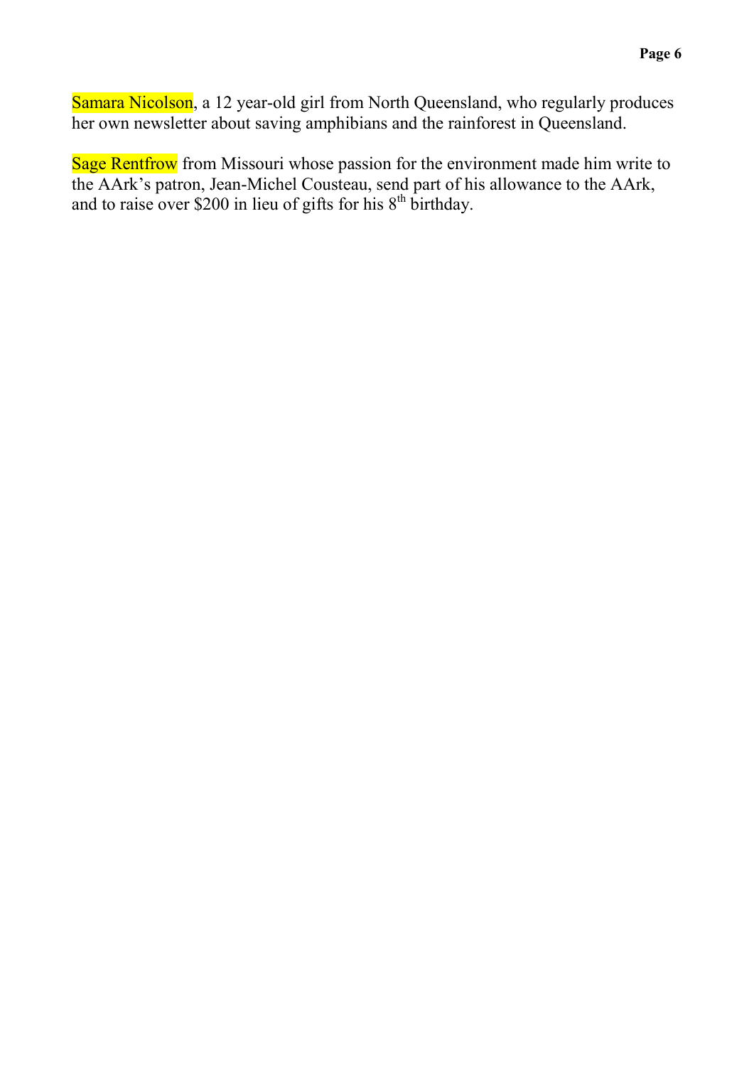Samara Nicolson, a 12 year-old girl from North Queensland, who regularly produces her own newsletter about saving amphibians and the rainforest in Queensland.

Sage Rentfrow from Missouri whose passion for the environment made him write to the AArk's patron, Jean-Michel Cousteau, send part of his allowance to the AArk, and to raise over $200 in lieu of gifts for his 8th birthday.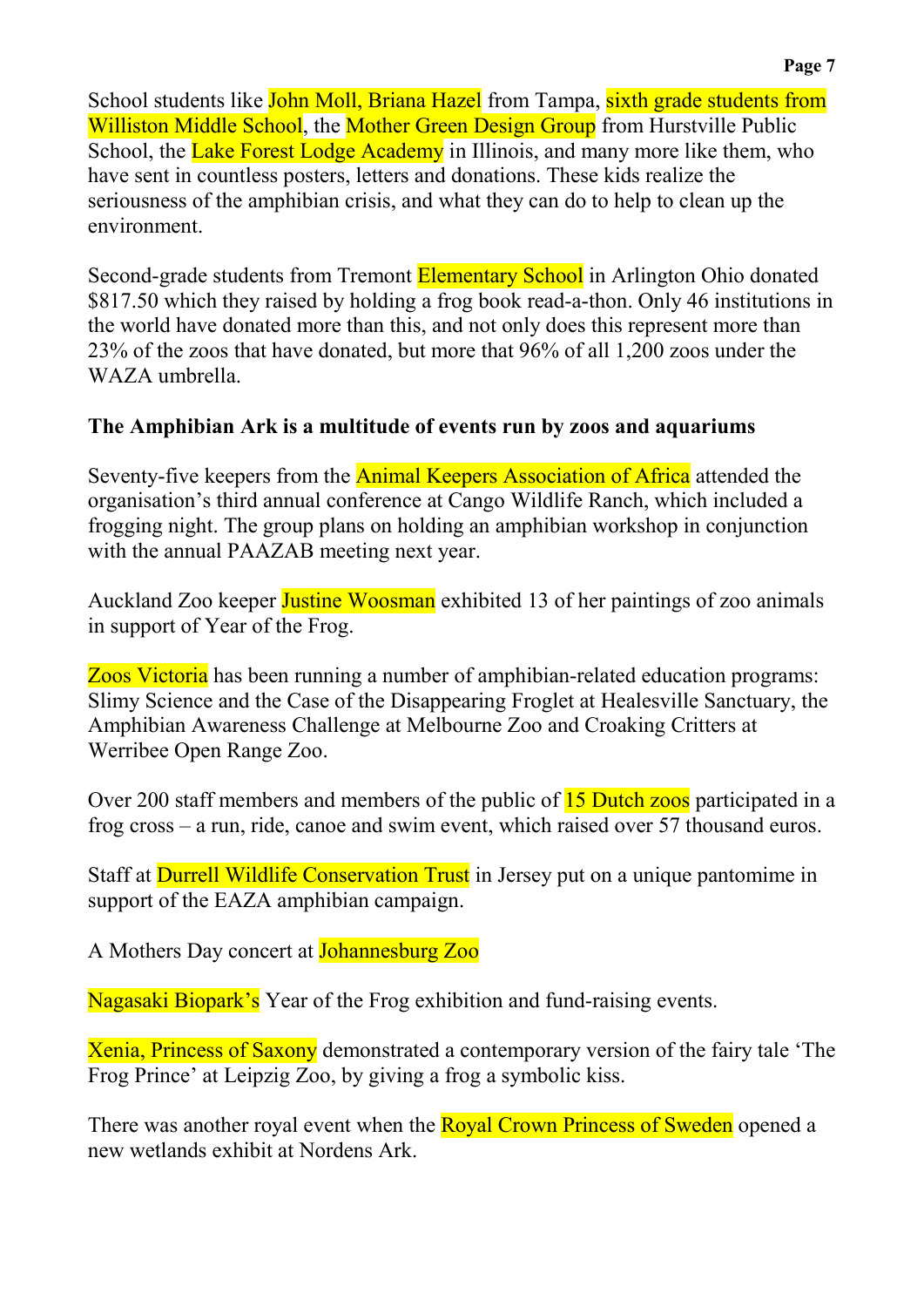School students like John Moll, Briana Hazel from Tampa, sixth grade students from Williston Middle School, the Mother Green Design Group from Hurstville Public School, the Lake Forest Lodge Academy in Illinois, and many more like them, who have sent in countless posters, letters and donations. These kids realize the seriousness of the amphibian crisis, and what they can do to help to clean up the environment.

Second-grade students from Tremont Elementary School in Arlington Ohio donated $817.50 which they raised by holding a frog book read-a-thon. Only 46 institutions in the world have donated more than this, and not only does this represent more than 23% of the zoos that have donated, but more that 96% of all 1,200 zoos under the WAZA umbrella.

**The Amphibian Ark is a multitude of events run by zoos and aquariums**

Seventy-five keepers from the Animal Keepers Association of Africa attended the organisation's third annual conference at Cango Wildlife Ranch, which included a frogging night. The group plans on holding an amphibian workshop in conjunction with the annual PAAZAB meeting next year.

Auckland Zoo keeper Justine Woosman exhibited 13 of her paintings of zoo animals in support of Year of the Frog.

Zoos Victoria has been running a number of amphibian-related education programs: Slimy Science and the Case of the Disappearing Froglet at Healesville Sanctuary, the Amphibian Awareness Challenge at Melbourne Zoo and Croaking Critters at Werribee Open Range Zoo.

Over 200 staff members and members of the public of 15 Dutch zoos participated in a frog cross – a run, ride, canoe and swim event, which raised over 57 thousand euros.

Staff at Durrell Wildlife Conservation Trust in Jersey put on a unique pantomime in support of the EAZA amphibian campaign.

A Mothers Day concert at Johannesburg Zoo

Nagasaki Biopark's Year of the Frog exhibition and fund-raising events.

Xenia, Princess of Saxony demonstrated a contemporary version of the fairy tale 'The Frog Prince' at Leipzig Zoo, by giving a frog a symbolic kiss.

There was another royal event when the Royal Crown Princess of Sweden opened a new wetlands exhibit at Nordens Ark.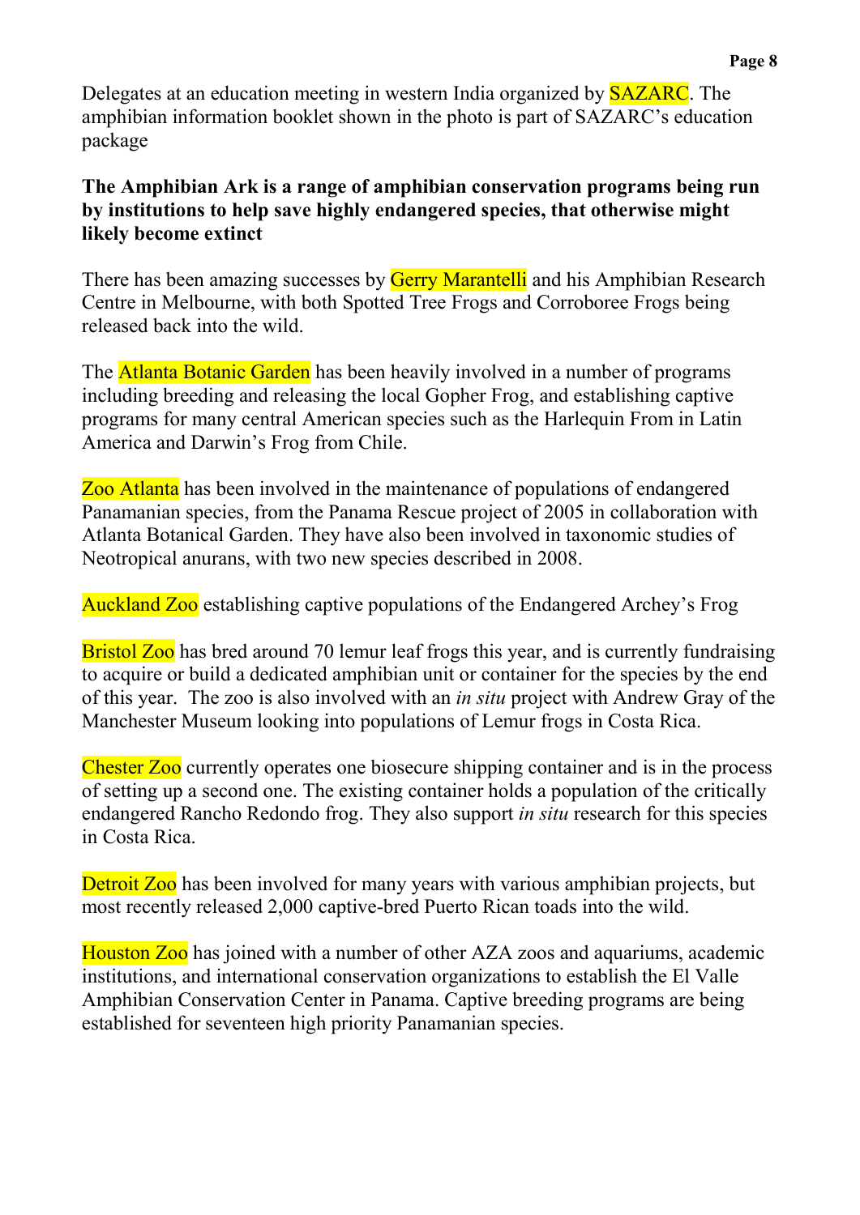Delegates at an education meeting in western India organized by SAZARC. The amphibian information booklet shown in the photo is part of SAZARC's education package

**The Amphibian Ark is a range of amphibian conservation programs being run by institutions to help save highly endangered species, that otherwise might likely become extinct**

There has been amazing successes by Gerry Marantelli and his Amphibian Research Centre in Melbourne, with both Spotted Tree Frogs and Corroboree Frogs being released back into the wild.

The Atlanta Botanic Garden has been heavily involved in a number of programs including breeding and releasing the local Gopher Frog, and establishing captive programs for many central American species such as the Harlequin From in Latin America and Darwin's Frog from Chile.

Zoo Atlanta has been involved in the maintenance of populations of endangered Panamanian species, from the Panama Rescue project of 2005 in collaboration with Atlanta Botanical Garden. They have also been involved in taxonomic studies of Neotropical anurans, with two new species described in 2008.

Auckland Zoo establishing captive populations of the Endangered Archey's Frog

Bristol Zoo has bred around 70 lemur leaf frogs this year, and is currently fundraising to acquire or build a dedicated amphibian unit or container for the species by the end of this year. The zoo is also involved with an *in situ* project with Andrew Gray of the Manchester Museum looking into populations of Lemur frogs in Costa Rica.

Chester Zoo currently operates one biosecure shipping container and is in the process of setting up a second one. The existing container holds a population of the critically endangered Rancho Redondo frog. They also support *in situ* research for this species in Costa Rica.

Detroit Zoo has been involved for many years with various amphibian projects, but most recently released 2,000 captive-bred Puerto Rican toads into the wild.

Houston Zoo has joined with a number of other AZA zoos and aquariums, academic institutions, and international conservation organizations to establish the El Valle Amphibian Conservation Center in Panama. Captive breeding programs are being established for seventeen high priority Panamanian species.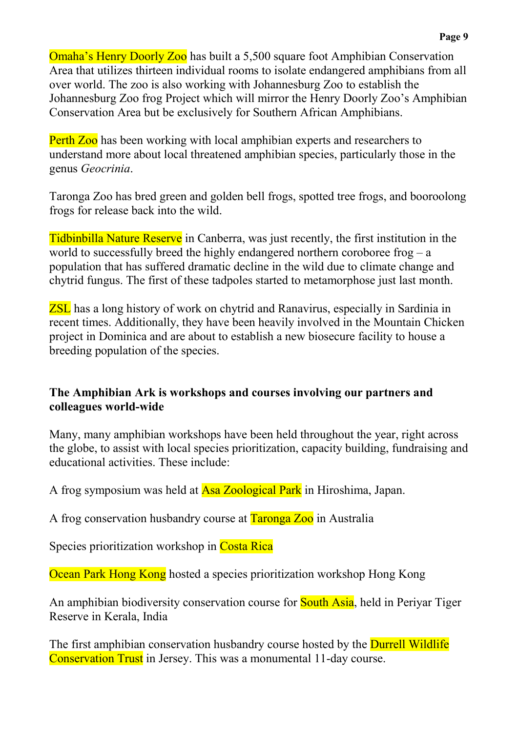Omaha's Henry Doorly Zoo has built a 5,500 square foot Amphibian Conservation Area that utilizes thirteen individual rooms to isolate endangered amphibians from all over world. The zoo is also working with Johannesburg Zoo to establish the Johannesburg Zoo frog Project which will mirror the Henry Doorly Zoo's Amphibian Conservation Area but be exclusively for Southern African Amphibians.

Perth Zoo has been working with local amphibian experts and researchers to understand more about local threatened amphibian species, particularly those in the genus *Geocrinia*.

Taronga Zoo has bred green and golden bell frogs, spotted tree frogs, and booroolong frogs for release back into the wild.

Tidbinbilla Nature Reserve in Canberra, was just recently, the first institution in the world to successfully breed the highly endangered northern coroboree frog – a population that has suffered dramatic decline in the wild due to climate change and chytrid fungus. The first of these tadpoles started to metamorphose just last month.

ZSL has a long history of work on chytrid and Ranavirus, especially in Sardinia in recent times. Additionally, they have been heavily involved in the Mountain Chicken project in Dominica and are about to establish a new biosecure facility to house a breeding population of the species.

**The Amphibian Ark is workshops and courses involving our partners and colleagues world-wide**

Many, many amphibian workshops have been held throughout the year, right across the globe, to assist with local species prioritization, capacity building, fundraising and educational activities. These include:

A frog symposium was held at Asa Zoological Park in Hiroshima, Japan.

A frog conservation husbandry course at Taronga Zoo in Australia

Species prioritization workshop in Costa Rica

Ocean Park Hong Kong hosted a species prioritization workshop Hong Kong

An amphibian biodiversity conservation course for South Asia, held in Periyar Tiger Reserve in Kerala, India

The first amphibian conservation husbandry course hosted by the Durrell Wildlife Conservation Trust in Jersey. This was a monumental 11-day course.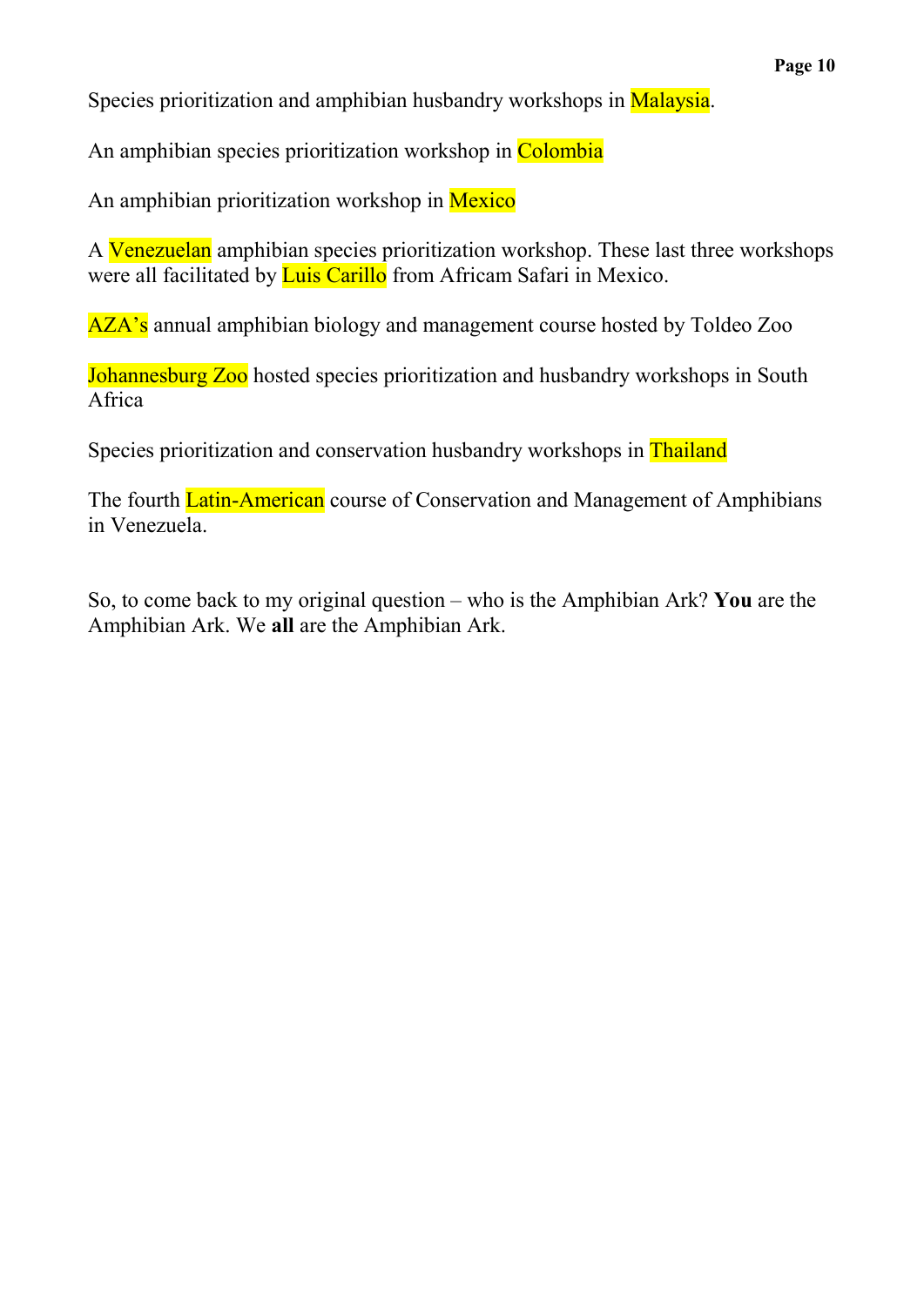Species prioritization and amphibian husbandry workshops in Malaysia.

An amphibian species prioritization workshop in Colombia

An amphibian prioritization workshop in Mexico

A Venezuelan amphibian species prioritization workshop. These last three workshops were all facilitated by Luis Carillo from Africam Safari in Mexico.

AZA's annual amphibian biology and management course hosted by Toldeo Zoo

Johannesburg Zoo hosted species prioritization and husbandry workshops in South Africa

Species prioritization and conservation husbandry workshops in Thailand

The fourth Latin-American course of Conservation and Management of Amphibians in Venezuela.

So, to come back to my original question – who is the Amphibian Ark? **You** are the Amphibian Ark. We **all** are the Amphibian Ark.